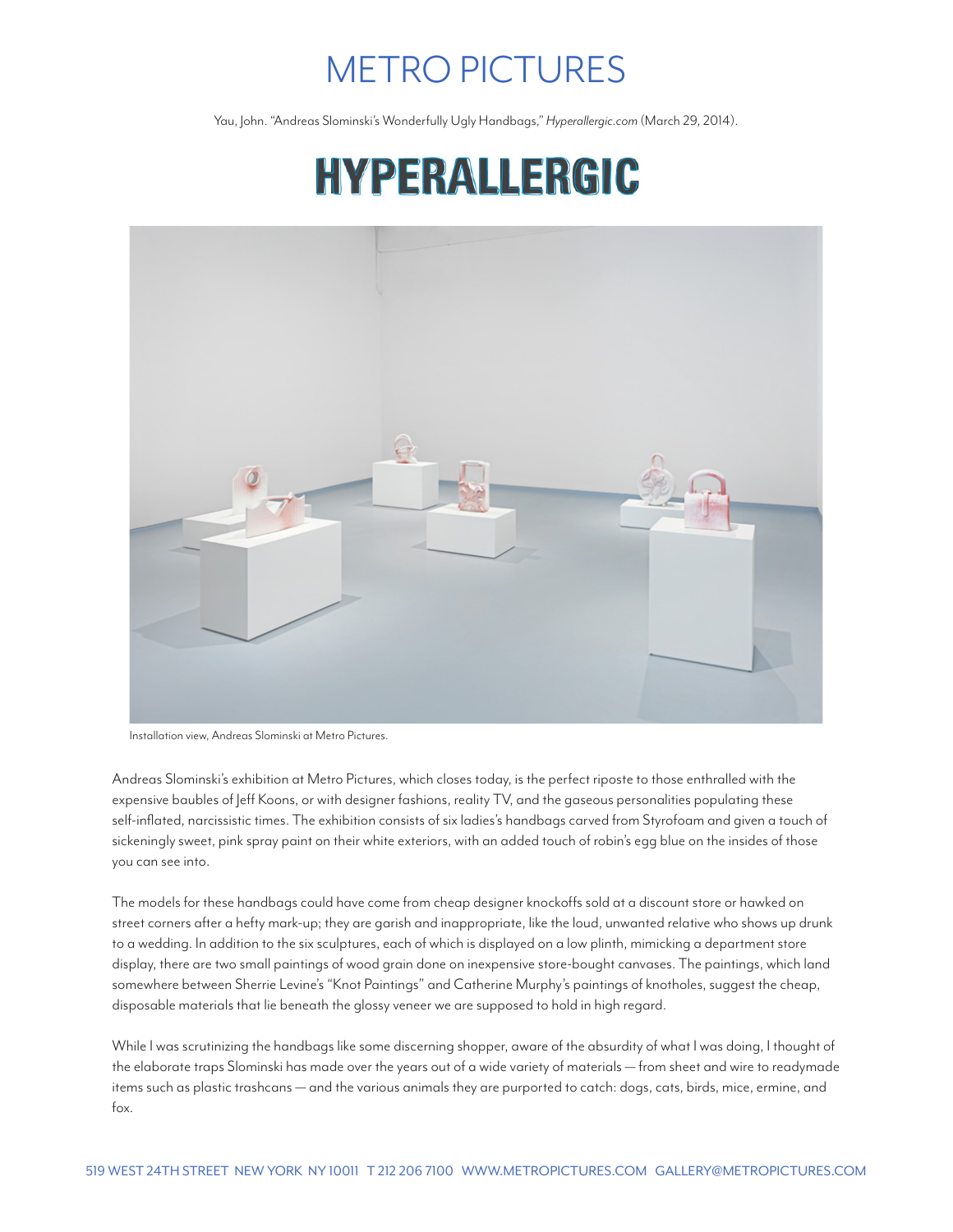# METRO PICTURES

Yau, John. "Andreas Slominski's Wonderfully Ugly Handbags," *Hyperallergic.com* (March 29, 2014).

# HYPERALLERGIC

Installation view, Andreas Slominski at Metro Pictures.

Andreas Slominski's exhibition at Metro Pictures, which closes today, is the perfect riposte to those enthralled with the expensive baubles of Jeff Koons, or with designer fashions, reality TV, and the gaseous personalities populating these self-inflated, narcissistic times. The exhibition consists of six ladies's handbags carved from Styrofoam and given a touch of sickeningly sweet, pink spray paint on their white exteriors, with an added touch of robin's egg blue on the insides of those you can see into.

The models for these handbags could have come from cheap designer knockoffs sold at a discount store or hawked on street corners after a hefty mark-up; they are garish and inappropriate, like the loud, unwanted relative who shows up drunk to a wedding. In addition to the six sculptures, each of which is displayed on a low plinth, mimicking a department store display, there are two small paintings of wood grain done on inexpensive store-bought canvases. The paintings, which land somewhere between Sherrie Levine's "Knot Paintings" and Catherine Murphy's paintings of knotholes, suggest the cheap, disposable materials that lie beneath the glossy veneer we are supposed to hold in high regard.

While I was scrutinizing the handbags like some discerning shopper, aware of the absurdity of what I was doing, I thought of the elaborate traps Slominski has made over the years out of a wide variety of materials — from sheet and wire to readymade items such as plastic trashcans — and the various animals they are purported to catch: dogs, cats, birds, mice, ermine, and fox.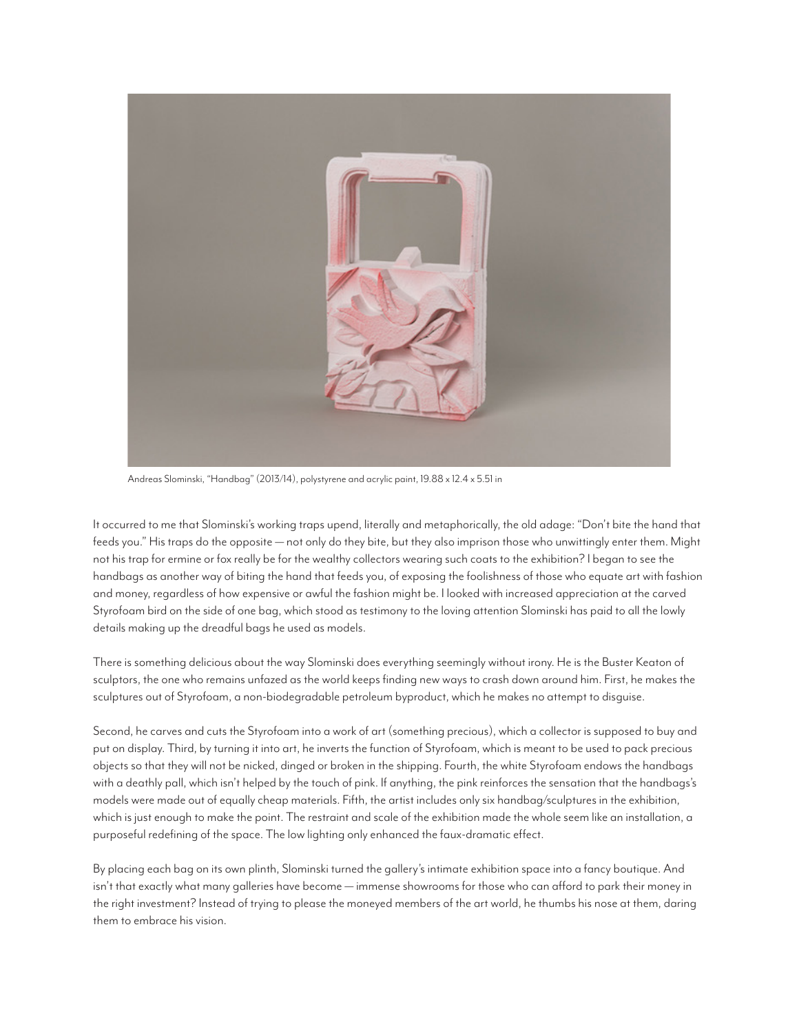Andreas Slominski, "Handbag" (2013/14), polystyrene and acrylic paint, 19.88 x 12.4 x 5.51 in

It occurred to me that Slominski's working traps upend, literally and metaphorically, the old adage: "Don't bite the hand that feeds you." His traps do the opposite — not only do they bite, but they also imprison those who unwittingly enter them. Might not his trap for ermine or fox really be for the wealthy collectors wearing such coats to the exhibition? I began to see the handbags as another way of biting the hand that feeds you, of exposing the foolishness of those who equate art with fashion and money, regardless of how expensive or awful the fashion might be. I looked with increased appreciation at the carved Styrofoam bird on the side of one bag, which stood as testimony to the loving attention Slominski has paid to all the lowly details making up the dreadful bags he used as models.

There is something delicious about the way Slominski does everything seemingly without irony. He is the Buster Keaton of sculptors, the one who remains unfazed as the world keeps finding new ways to crash down around him. First, he makes the sculptures out of Styrofoam, a non-biodegradable petroleum byproduct, which he makes no attempt to disguise.

Second, he carves and cuts the Styrofoam into a work of art (something precious), which a collector is supposed to buy and put on display. Third, by turning it into art, he inverts the function of Styrofoam, which is meant to be used to pack precious objects so that they will not be nicked, dinged or broken in the shipping. Fourth, the white Styrofoam endows the handbags with a deathly pall, which isn't helped by the touch of pink. If anything, the pink reinforces the sensation that the handbags's models were made out of equally cheap materials. Fifth, the artist includes only six handbag/sculptures in the exhibition, which is just enough to make the point. The restraint and scale of the exhibition made the whole seem like an installation, a purposeful redefining of the space. The low lighting only enhanced the faux-dramatic effect.

By placing each bag on its own plinth, Slominski turned the gallery's intimate exhibition space into a fancy boutique. And isn't that exactly what many galleries have become — immense showrooms for those who can afford to park their money in the right investment? Instead of trying to please the moneyed members of the art world, he thumbs his nose at them, daring them to embrace his vision.